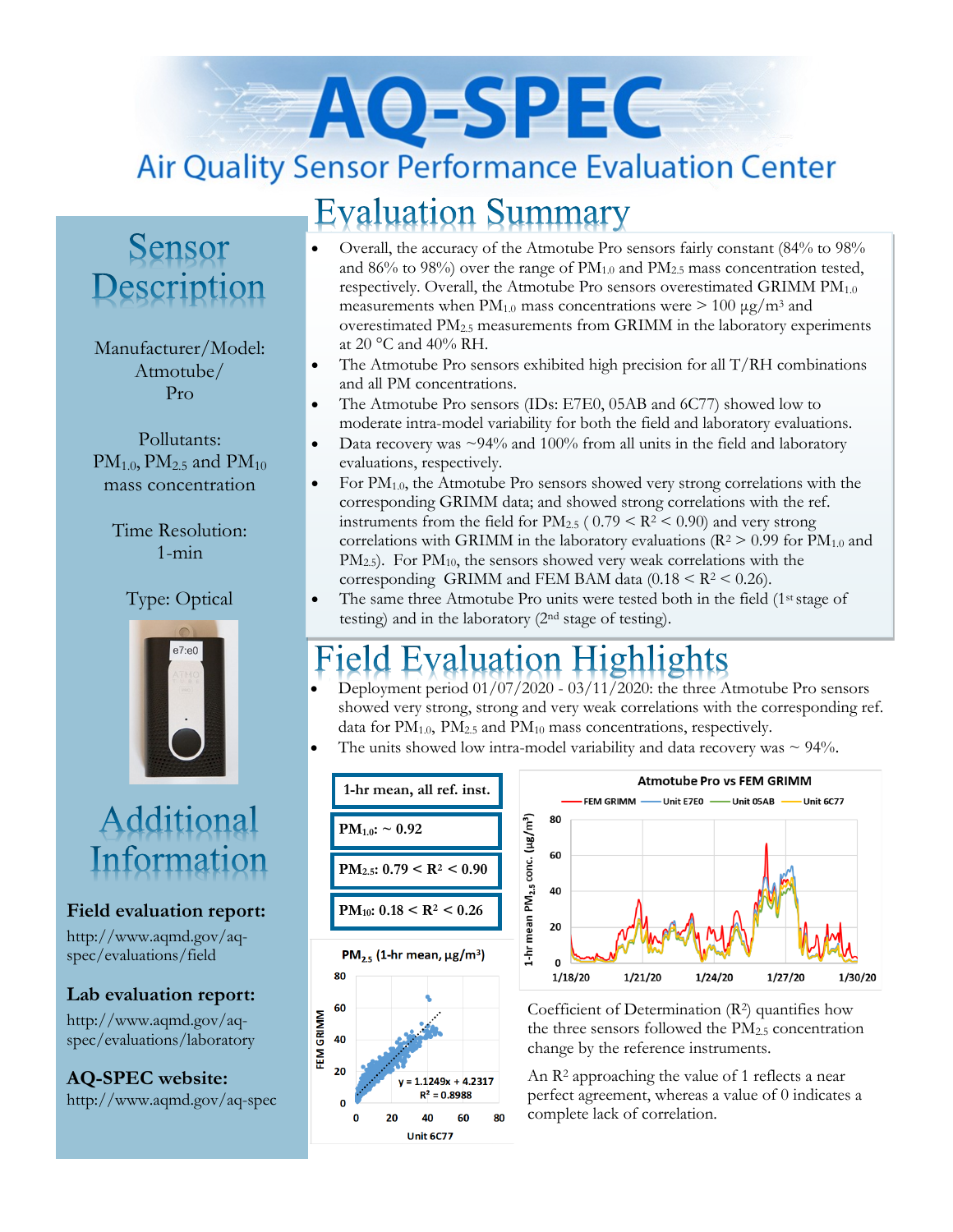# AQ-SPEC

## Air Quality Sensor Performance Evaluation Center

## Evaluation Summary

- Overall, the accuracy of the Atmotube Pro sensors fairly constant (84% to 98% and 86% to 98%) over the range of $PM_{1.0}$ and $PM_{2.5}$ mass concentration tested, respectively. Overall, the Atmotube Pro sensors overestimated GRIMM $PM_{1.0}$ measurements when $PM_{1.0}$ mass concentrations were > 100 µg/m³ and overestimated $PM_{2.5}$ measurements from GRIMM in the laboratory experiments at 20 °C and 40% RH.
- The Atmotube Pro sensors exhibited high precision for all T/RH combinations and all PM concentrations.
- The Atmotube Pro sensors (IDs: E7E0, 05AB and 6C77) showed low to moderate intra-model variability for both the field and laboratory evaluations.
- Data recovery was ~94% and 100% from all units in the field and laboratory evaluations, respectively.
- For $PM_{1.0}$, the Atmotube Pro sensors showed very strong correlations with the corresponding GRIMM data; and showed strong correlations with the ref. instruments from the field for $PM_{2.5}$ ( $0.79 < R^2 < 0.90$) and very strong correlations with GRIMM in the laboratory evaluations ($R^2 > 0.99$ for $PM_{1.0}$ and $PM_{2.5}$). For $PM_{10}$, the sensors showed very weak correlations with the corresponding GRIMM and FEM BAM data ($0.18 < R^2 < 0.26$).
- The same three Atmotube Pro units were tested both in the field (1st stage of testing) and in the laboratory (2nd stage of testing).

## Sensor Description

Manufacturer/Model: Atmotube/ Pro

Pollutants: $PM_{1.0}$, $PM_{2.5}$ and $PM_{10}$ mass concentration

Time Resolution: 1-min

Type: Optical

## Field Evaluation Highlights

- Deployment period 01/07/2020 - 03/11/2020: the three Atmotube Pro sensors showed very strong, strong and very weak correlations with the corresponding ref. data for $PM_{1.0}$, $PM_{2.5}$ and $PM_{10}$ mass concentrations, respectively.
- The units showed low intra-model variability and data recovery was ~ 94%.

| 1-hr mean, all ref. inst. |
|---|
| $PM_{1.0}$: ~ 0.92 |
| $PM_{2.5}$: $0.79 < R^2 < 0.90$ |
| $PM_{10}$: $0.18 < R^2 < 0.26$ |

Coefficient of Determination ($R^2$) quantifies how the three sensors followed the $PM_{2.5}$ concentration change by the reference instruments.

An $R^2$ approaching the value of 1 reflects a near perfect agreement, whereas a value of 0 indicates a complete lack of correlation.

## Additional Information

**Field evaluation report:**
http://www.aqmd.gov/aq-spec/evaluations/field

**Lab evaluation report:**
http://www.aqmd.gov/aq-spec/evaluations/laboratory

**AQ-SPEC website:**
http://www.aqmd.gov/aq-spec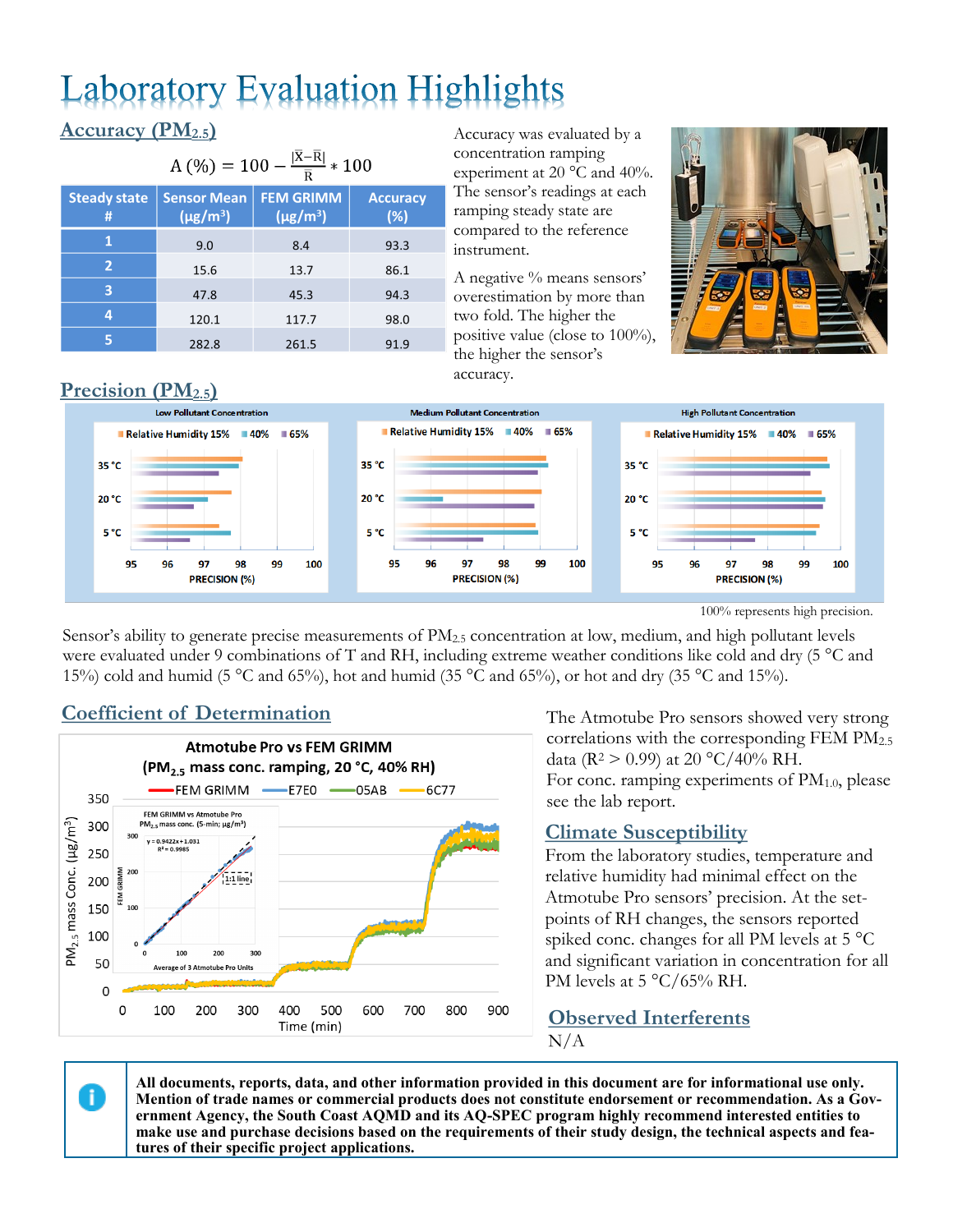# Laboratory Evaluation Highlights

## Accuracy ($PM_{2.5}$)

$$A\,(\%) = 100 - \frac{|\bar{X} - \bar{R}|}{\bar{R}} * 100$$

| Steady state # | Sensor Mean (µg/m³) | FEM GRIMM (µg/m³) | Accuracy (%) |
|---|---|---|---|
| 1 | 9.0 | 8.4 | 93.3 |
| 2 | 15.6 | 13.7 | 86.1 |
| 3 | 47.8 | 45.3 | 94.3 |
| 4 | 120.1 | 117.7 | 98.0 |
| 5 | 282.8 | 261.5 | 91.9 |

Accuracy was evaluated by a concentration ramping experiment at 20 °C and 40%. The sensor's readings at each ramping steady state are compared to the reference instrument.

A negative % means sensors' overestimation by more than two fold. The higher the positive value (close to 100%), the higher the sensor's accuracy.

## Precision ($PM_{2.5}$)

Low Pollutant Concentration
Relative Humidity 15% 40% 65%
35 °C
20 °C
5 °C
95 96 97 98 99 100
PRECISION (%)

Medium Pollutant Concentration
Relative Humidity 15% 40% 65%
35 °C
20 °C
5 °C
95 96 97 98 99 100
PRECISION (%)

High Pollutant Concentration
Relative Humidity 15% 40% 65%
35 °C
20 °C
5 °C
95 96 97 98 99 100
PRECISION (%)

100% represents high precision.

Sensor's ability to generate precise measurements of $PM_{2.5}$ concentration at low, medium, and high pollutant levels were evaluated under 9 combinations of T and RH, including extreme weather conditions like cold and dry (5 °C and 15%) cold and humid (5 °C and 65%), hot and humid (35 °C and 65%), or hot and dry (35 °C and 15%).

## Coefficient of Determination

Atmotube Pro vs FEM GRIMM
($PM_{2.5}$ mass conc. ramping, 20 °C, 40% RH)
FEM GRIMM  E7E0  05AB  6C77
$PM_{2.5}$ mass Conc. (µg/m³)
0 50 100 150 200 250 300 350
Time (min)
0 100 200 300 400 500 600 700 800 900

FEM GRIMM vs Atmotube Pro
$PM_{2.5}$ mass conc. (5-min; µg/m³)
y = 0.9422x + 1.031
R² = 0.9985
1:1 line
FEM GRIMM
0 100 200 300
Average of 3 Atmotube Pro Units
0 100 200 300

The Atmotube Pro sensors showed very strong correlations with the corresponding FEM $PM_{2.5}$ data ($R^2 > 0.99$) at 20 °C/40% RH.
For conc. ramping experiments of $PM_{1.0}$, please see the lab report.

## Climate Susceptibility

From the laboratory studies, temperature and relative humidity had minimal effect on the Atmotube Pro sensors' precision. At the set-points of RH changes, the sensors reported spiked conc. changes for all PM levels at 5 °C and significant variation in concentration for all PM levels at 5 °C/65% RH.

## Observed Interferents

N/A

**All documents, reports, data, and other information provided in this document are for informational use only. Mention of trade names or commercial products does not constitute endorsement or recommendation. As a Government Agency, the South Coast AQMD and its AQ-SPEC program highly recommend interested entities to make use and purchase decisions based on the requirements of their study design, the technical aspects and features of their specific project applications.**